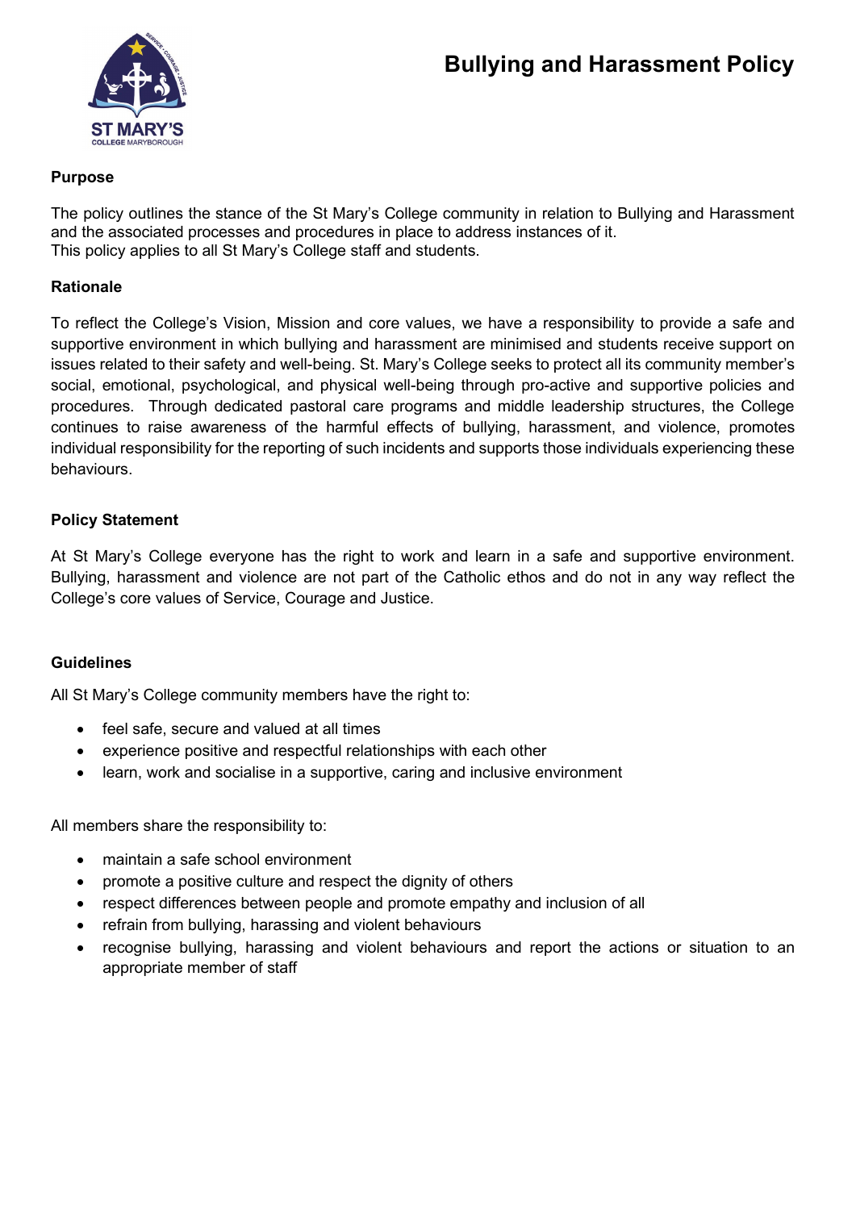# Bullying and Harassment Policy

### Purpose

The policy outlines the stance of the St Mary's College community in relation to Bullying and Harassment and the associated processes and procedures in place to address instances of it.
This policy applies to all St Mary's College staff and students.

### Rationale

To reflect the College's Vision, Mission and core values, we have a responsibility to provide a safe and supportive environment in which bullying and harassment are minimised and students receive support on issues related to their safety and well-being. St. Mary's College seeks to protect all its community member's social, emotional, psychological, and physical well-being through pro-active and supportive policies and procedures. Through dedicated pastoral care programs and middle leadership structures, the College continues to raise awareness of the harmful effects of bullying, harassment, and violence, promotes individual responsibility for the reporting of such incidents and supports those individuals experiencing these behaviours.

### Policy Statement

At St Mary's College everyone has the right to work and learn in a safe and supportive environment. Bullying, harassment and violence are not part of the Catholic ethos and do not in any way reflect the College's core values of Service, Courage and Justice.

### Guidelines

All St Mary's College community members have the right to:

- feel safe, secure and valued at all times
- experience positive and respectful relationships with each other
- learn, work and socialise in a supportive, caring and inclusive environment

All members share the responsibility to:

- maintain a safe school environment
- promote a positive culture and respect the dignity of others
- respect differences between people and promote empathy and inclusion of all
- refrain from bullying, harassing and violent behaviours
- recognise bullying, harassing and violent behaviours and report the actions or situation to an appropriate member of staff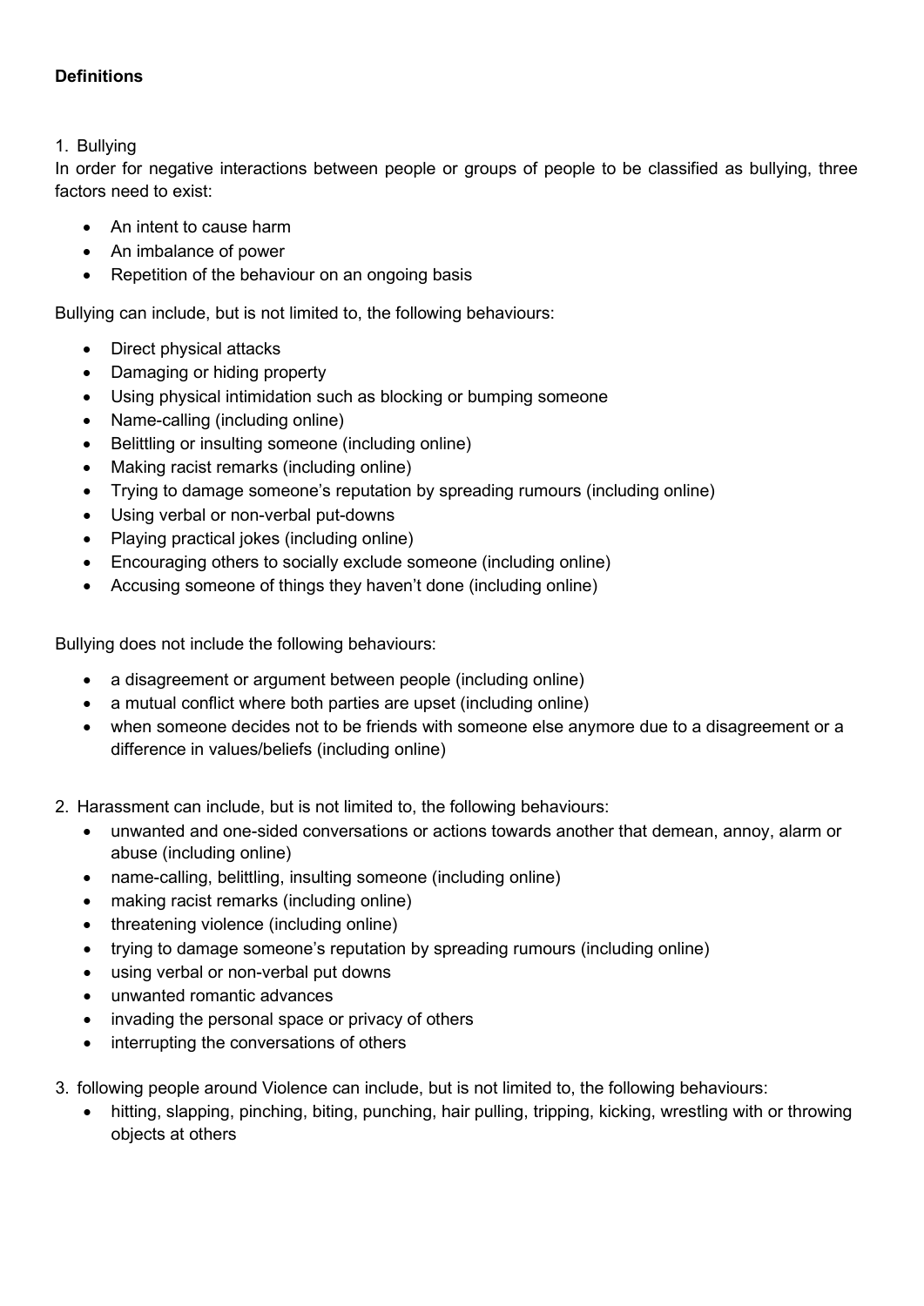**Definitions**

1. Bullying

In order for negative interactions between people or groups of people to be classified as bullying, three factors need to exist:

- An intent to cause harm
- An imbalance of power
- Repetition of the behaviour on an ongoing basis

Bullying can include, but is not limited to, the following behaviours:

- Direct physical attacks
- Damaging or hiding property
- Using physical intimidation such as blocking or bumping someone
- Name-calling (including online)
- Belittling or insulting someone (including online)
- Making racist remarks (including online)
- Trying to damage someone's reputation by spreading rumours (including online)
- Using verbal or non-verbal put-downs
- Playing practical jokes (including online)
- Encouraging others to socially exclude someone (including online)
- Accusing someone of things they haven't done (including online)

Bullying does not include the following behaviours:

- a disagreement or argument between people (including online)
- a mutual conflict where both parties are upset (including online)
- when someone decides not to be friends with someone else anymore due to a disagreement or a difference in values/beliefs (including online)

2. Harassment can include, but is not limited to, the following behaviours:
   - unwanted and one-sided conversations or actions towards another that demean, annoy, alarm or abuse (including online)
   - name-calling, belittling, insulting someone (including online)
   - making racist remarks (including online)
   - threatening violence (including online)
   - trying to damage someone's reputation by spreading rumours (including online)
   - using verbal or non-verbal put downs
   - unwanted romantic advances
   - invading the personal space or privacy of others
   - interrupting the conversations of others

3. following people around Violence can include, but is not limited to, the following behaviours:
   - hitting, slapping, pinching, biting, punching, hair pulling, tripping, kicking, wrestling with or throwing objects at others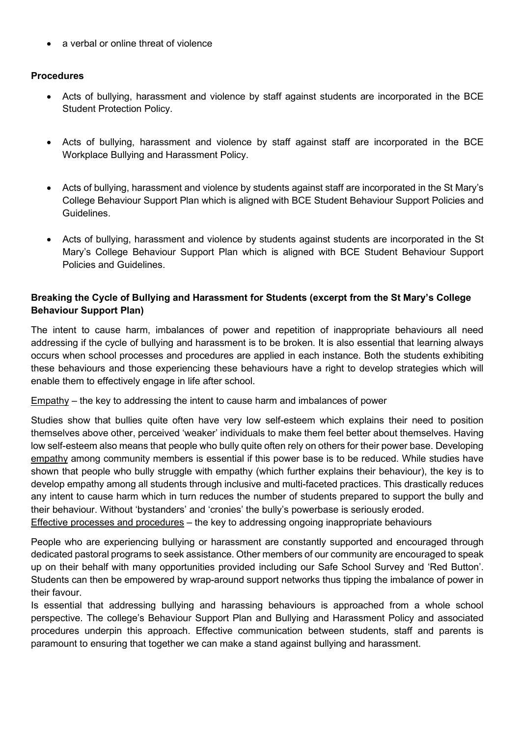- a verbal or online threat of violence

**Procedures**

- Acts of bullying, harassment and violence by staff against students are incorporated in the BCE Student Protection Policy.
- Acts of bullying, harassment and violence by staff against staff are incorporated in the BCE Workplace Bullying and Harassment Policy.
- Acts of bullying, harassment and violence by students against staff are incorporated in the St Mary's College Behaviour Support Plan which is aligned with BCE Student Behaviour Support Policies and Guidelines.
- Acts of bullying, harassment and violence by students against students are incorporated in the St Mary's College Behaviour Support Plan which is aligned with BCE Student Behaviour Support Policies and Guidelines.

**Breaking the Cycle of Bullying and Harassment for Students (excerpt from the St Mary's College Behaviour Support Plan)**

The intent to cause harm, imbalances of power and repetition of inappropriate behaviours all need addressing if the cycle of bullying and harassment is to be broken. It is also essential that learning always occurs when school processes and procedures are applied in each instance. Both the students exhibiting these behaviours and those experiencing these behaviours have a right to develop strategies which will enable them to effectively engage in life after school.

<u>Empathy</u> – the key to addressing the intent to cause harm and imbalances of power

Studies show that bullies quite often have very low self-esteem which explains their need to position themselves above other, perceived 'weaker' individuals to make them feel better about themselves. Having low self-esteem also means that people who bully quite often rely on others for their power base. Developing <u>empathy</u> among community members is essential if this power base is to be reduced. While studies have shown that people who bully struggle with empathy (which further explains their behaviour), the key is to develop empathy among all students through inclusive and multi-faceted practices. This drastically reduces any intent to cause harm which in turn reduces the number of students prepared to support the bully and their behaviour. Without 'bystanders' and 'cronies' the bully's powerbase is seriously eroded.

<u>Effective processes and procedures</u> – the key to addressing ongoing inappropriate behaviours

People who are experiencing bullying or harassment are constantly supported and encouraged through dedicated pastoral programs to seek assistance. Other members of our community are encouraged to speak up on their behalf with many opportunities provided including our Safe School Survey and 'Red Button'. Students can then be empowered by wrap-around support networks thus tipping the imbalance of power in their favour.

Is essential that addressing bullying and harassing behaviours is approached from a whole school perspective. The college's Behaviour Support Plan and Bullying and Harassment Policy and associated procedures underpin this approach. Effective communication between students, staff and parents is paramount to ensuring that together we can make a stand against bullying and harassment.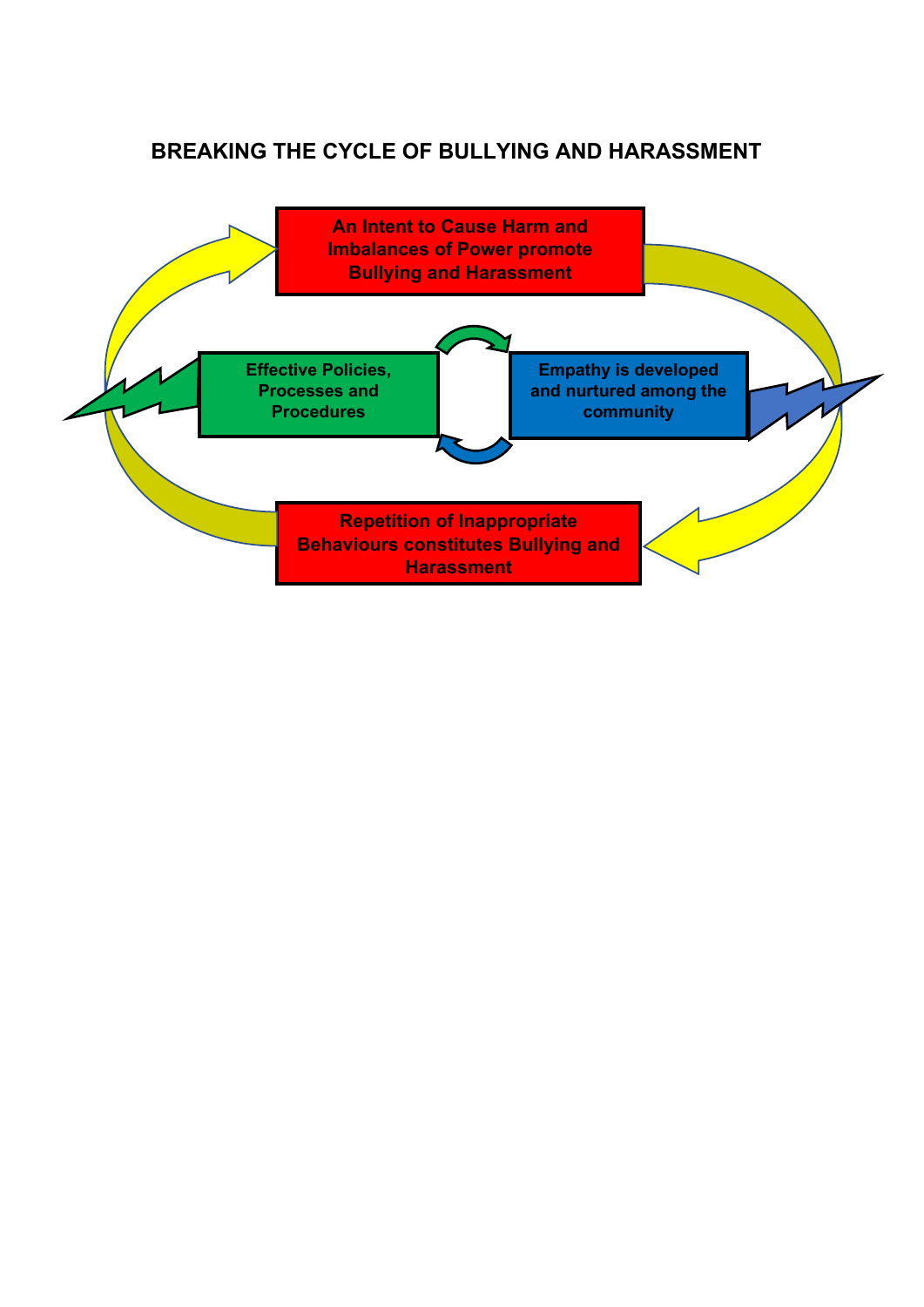**BREAKING THE CYCLE OF BULLYING AND HARASSMENT**

An Intent to Cause Harm and Imbalances of Power promote Bullying and Harassment

Effective Policies, Processes and Procedures

Empathy is developed and nurtured among the community

Repetition of Inappropriate Behaviours constitutes Bullying and Harassment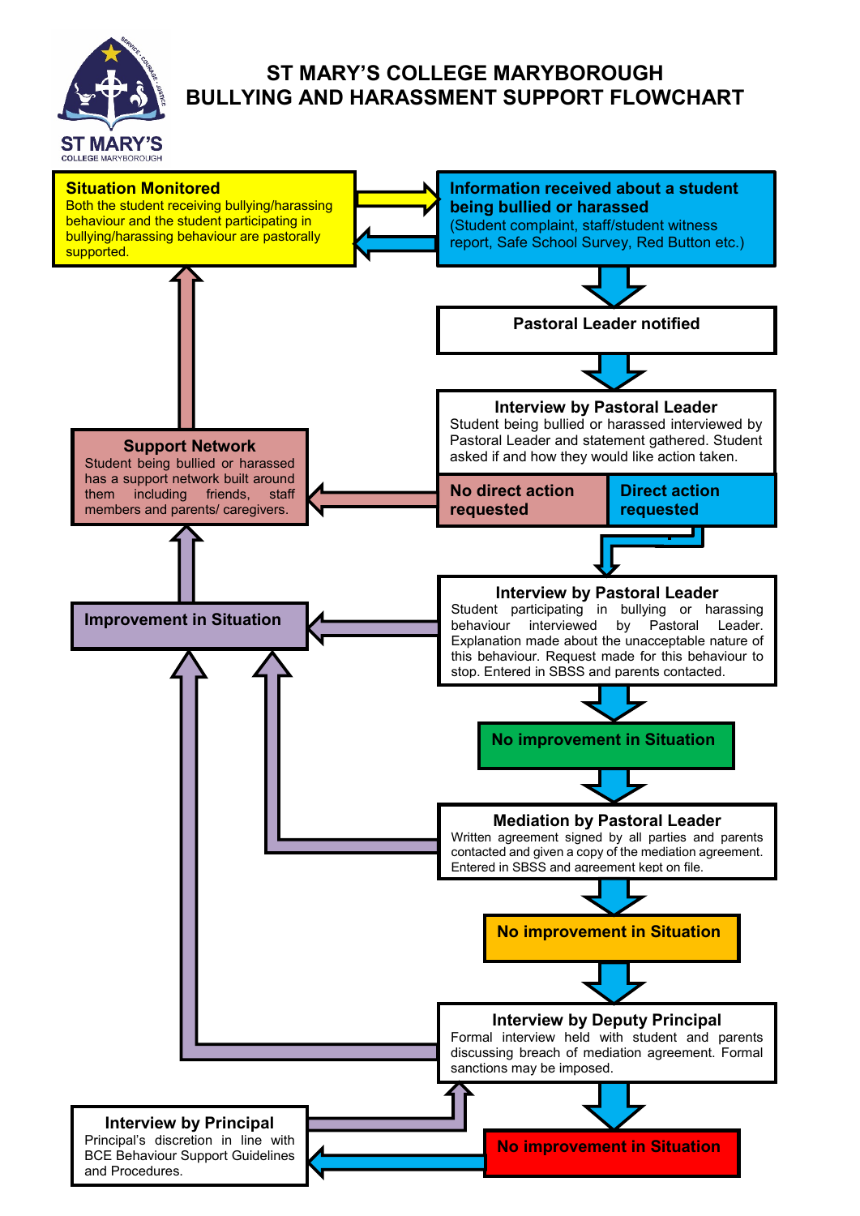# ST MARY'S COLLEGE MARYBOROUGH
# BULLYING AND HARASSMENT SUPPORT FLOWCHART

**Situation Monitored**
Both the student receiving bullying/harassing behaviour and the student participating in bullying/harassing behaviour are pastorally supported.

**Information received about a student being bullied or harassed**
(Student complaint, staff/student witness report, Safe School Survey, Red Button etc.)

**Pastoral Leader notified**

**Interview by Pastoral Leader**
Student being bullied or harassed interviewed by Pastoral Leader and statement gathered. Student asked if and how they would like action taken.

**No direct action requested**

**Direct action requested**

**Support Network**
Student being bullied or harassed has a support network built around them including friends, staff members and parents/ caregivers.

**Interview by Pastoral Leader**
Student participating in bullying or harassing behaviour interviewed by Pastoral Leader. Explanation made about the unacceptable nature of this behaviour. Request made for this behaviour to stop. Entered in SBSS and parents contacted.

**Improvement in Situation**

**No improvement in Situation**

**Mediation by Pastoral Leader**
Written agreement signed by all parties and parents contacted and given a copy of the mediation agreement. Entered in SBSS and agreement kept on file.

**No improvement in Situation**

**Interview by Deputy Principal**
Formal interview held with student and parents discussing breach of mediation agreement. Formal sanctions may be imposed.

**No improvement in Situation**

**Interview by Principal**
Principal's discretion in line with BCE Behaviour Support Guidelines and Procedures.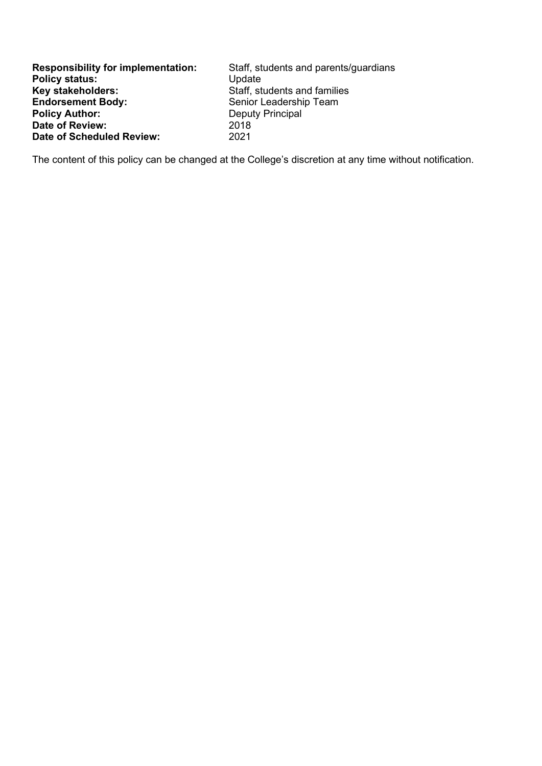| | |
|---|---|
| **Responsibility for implementation:** | Staff, students and parents/guardians |
| **Policy status:** | Update |
| **Key stakeholders:** | Staff, students and families |
| **Endorsement Body:** | Senior Leadership Team |
| **Policy Author:** | Deputy Principal |
| **Date of Review:** | 2018 |
| **Date of Scheduled Review:** | 2021 |

The content of this policy can be changed at the College's discretion at any time without notification.